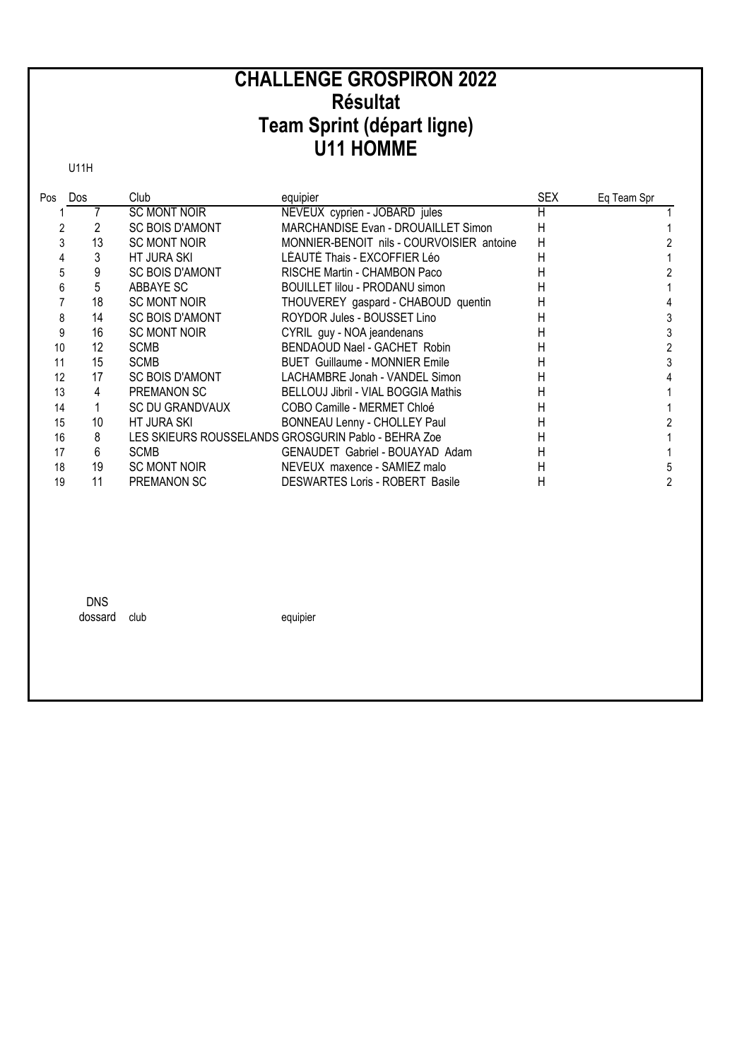# CHALLENGE GROSPIRON 2022
# Résultat
# Team Sprint (départ ligne)
# U11 HOMME

U11H

| Pos | Dos | Club | equipier | SEX | Eq Team Spr |
|---|---|---|---|---|---|
| 1 | 7 | SC MONT NOIR | NEVEUX cyprien - JOBARD jules | H | 1 |
| 2 | 2 | SC BOIS D'AMONT | MARCHANDISE Evan - DROUAILLET Simon | H | 1 |
| 3 | 13 | SC MONT NOIR | MONNIER-BENOIT nils - COURVOISIER antoine | H | 2 |
| 4 | 3 | HT JURA SKI | LÉAUTÉ Thais - EXCOFFIER Léo | H | 1 |
| 5 | 9 | SC BOIS D'AMONT | RISCHE Martin - CHAMBON Paco | H | 2 |
| 6 | 5 | ABBAYE SC | BOUILLET lilou - PRODANU simon | H | 1 |
| 7 | 18 | SC MONT NOIR | THOUVEREY gaspard - CHABOUD quentin | H | 4 |
| 8 | 14 | SC BOIS D'AMONT | ROYDOR Jules - BOUSSET Lino | H | 3 |
| 9 | 16 | SC MONT NOIR | CYRIL guy - NOA jeandenans | H | 3 |
| 10 | 12 | SCMB | BENDAOUD Nael - GACHET Robin | H | 2 |
| 11 | 15 | SCMB | BUET Guillaume - MONNIER Emile | H | 3 |
| 12 | 17 | SC BOIS D'AMONT | LACHAMBRE Jonah - VANDEL Simon | H | 4 |
| 13 | 4 | PREMANON SC | BELLOUJ Jibril - VIAL BOGGIA Mathis | H | 1 |
| 14 | 1 | SC DU GRANDVAUX | COBO Camille - MERMET Chloé | H | 1 |
| 15 | 10 | HT JURA SKI | BONNEAU Lenny - CHOLLEY Paul | H | 2 |
| 16 | 8 | LES SKIEURS ROUSSELANDS | GROSGURIN Pablo - BEHRA Zoe | H | 1 |
| 17 | 6 | SCMB | GENAUDET Gabriel - BOUAYAD Adam | H | 1 |
| 18 | 19 | SC MONT NOIR | NEVEUX maxence - SAMIEZ malo | H | 5 |
| 19 | 11 | PREMANON SC | DESWARTES Loris - ROBERT Basile | H | 2 |

DNS

| dossard | club | equipier |
|---|---|---|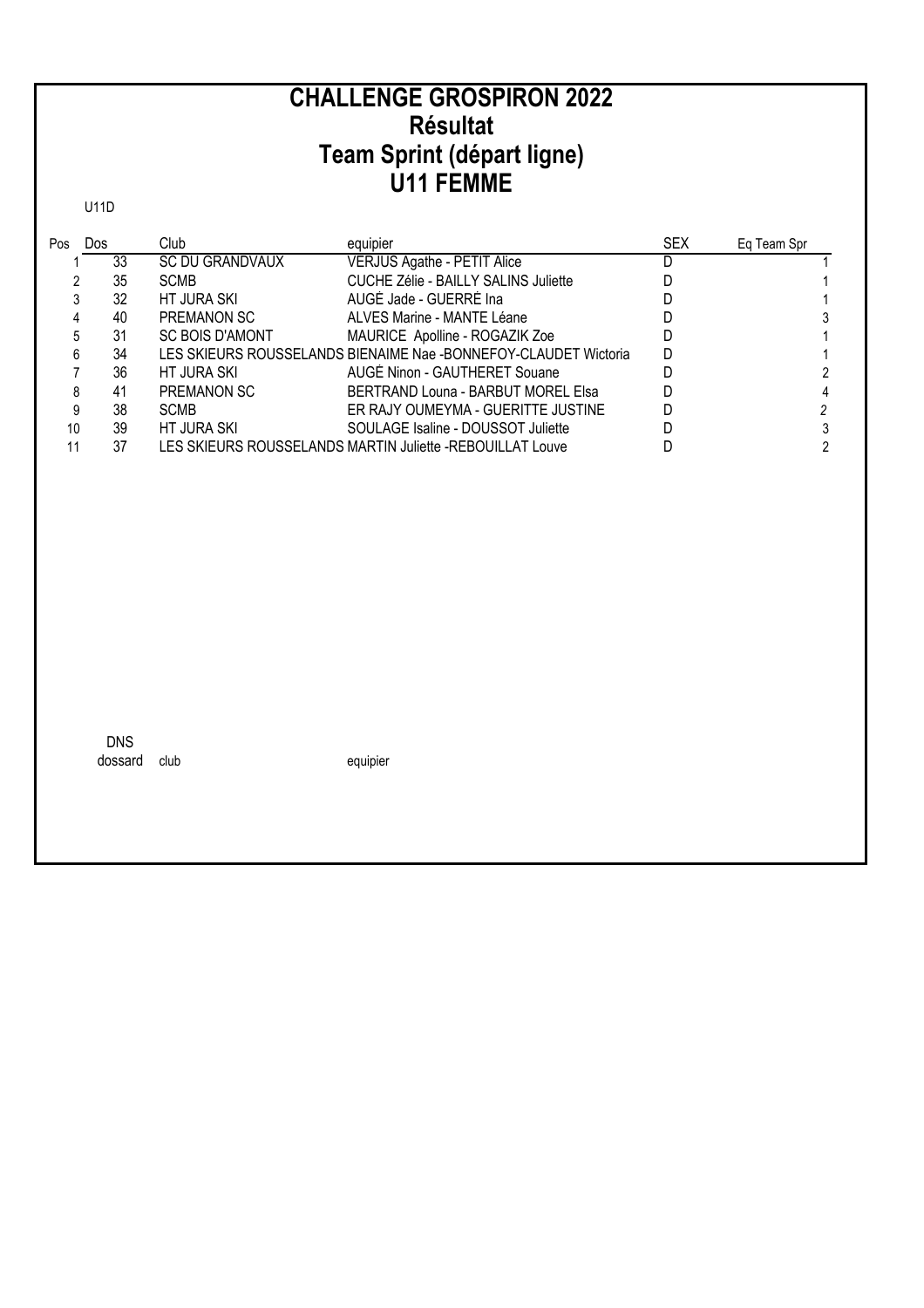# CHALLENGE GROSPIRON 2022
# Résultat
# Team Sprint (départ ligne)
# U11 FEMME

U11D

| Pos | Dos | Club | equipier | SEX | Eq Team Spr |
|---|---|---|---|---|---|
| 1 | 33 | SC DU GRANDVAUX | VERJUS Agathe - PETIT Alice | D | 1 |
| 2 | 35 | SCMB | CUCHE Zélie - BAILLY SALINS Juliette | D | 1 |
| 3 | 32 | HT JURA SKI | AUGÉ Jade - GUERRÉ Ina | D | 1 |
| 4 | 40 | PREMANON SC | ALVES Marine - MANTE Léane | D | 3 |
| 5 | 31 | SC BOIS D'AMONT | MAURICE Apolline - ROGAZIK Zoe | D | 1 |
| 6 | 34 | LES SKIEURS ROUSSELANDS | BIENAIME Nae -BONNEFOY-CLAUDET Wictoria | D | 1 |
| 7 | 36 | HT JURA SKI | AUGÉ Ninon - GAUTHERET Souane | D | 2 |
| 8 | 41 | PREMANON SC | BERTRAND Louna - BARBUT MOREL Elsa | D | 4 |
| 9 | 38 | SCMB | ER RAJY OUMEYMA - GUERITTE JUSTINE | D | 2 |
| 10 | 39 | HT JURA SKI | SOULAGE Isaline - DOUSSOT Juliette | D | 3 |
| 11 | 37 | LES SKIEURS ROUSSELANDS | MARTIN Juliette -REBOUILLAT Louve | D | 2 |

DNS

| dossard | club | equipier |
|---|---|---|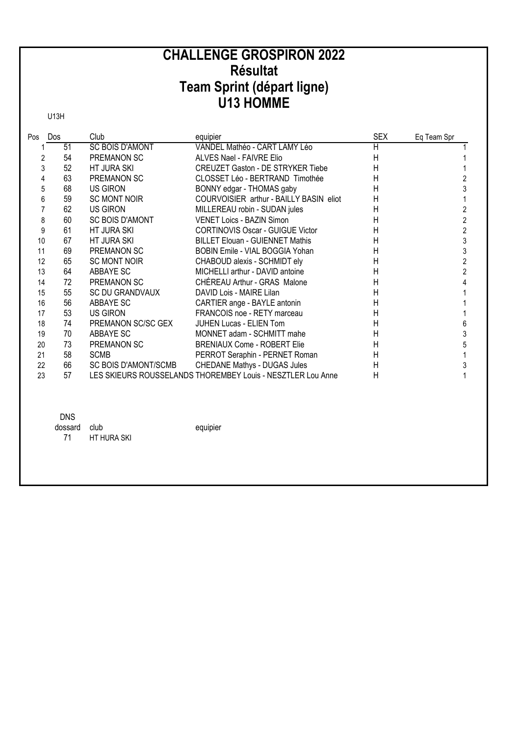# CHALLENGE GROSPIRON 2022
# Résultat
# Team Sprint (départ ligne)
# U13 HOMME

U13H

| Pos | Dos | Club | equipier | SEX | Eq Team Spr |
|---|---|---|---|---|---|
| 1 | 51 | SC BOIS D'AMONT | VANDEL Mathéo - CART LAMY Léo | H | 1 |
| 2 | 54 | PREMANON SC | ALVES Nael - FAIVRE Elio | H | 1 |
| 3 | 52 | HT JURA SKI | CREUZET Gaston - DE STRYKER Tiebe | H | 1 |
| 4 | 63 | PREMANON SC | CLOSSET Léo - BERTRAND Timothée | H | 2 |
| 5 | 68 | US GIRON | BONNY edgar - THOMAS gaby | H | 3 |
| 6 | 59 | SC MONT NOIR | COURVOISIER arthur - BAILLY BASIN eliot | H | 1 |
| 7 | 62 | US GIRON | MILLEREAU robin - SUDAN jules | H | 2 |
| 8 | 60 | SC BOIS D'AMONT | VENET Loics - BAZIN Simon | H | 2 |
| 9 | 61 | HT JURA SKI | CORTINOVIS Oscar - GUIGUE Victor | H | 2 |
| 10 | 67 | HT JURA SKI | BILLET Elouan - GUIENNET Mathis | H | 3 |
| 11 | 69 | PREMANON SC | BOBIN Emile - VIAL BOGGIA Yohan | H | 3 |
| 12 | 65 | SC MONT NOIR | CHABOUD alexis - SCHMIDT ely | H | 2 |
| 13 | 64 | ABBAYE SC | MICHELLI arthur - DAVID antoine | H | 2 |
| 14 | 72 | PREMANON SC | CHÉREAU Arthur - GRAS Malone | H | 4 |
| 15 | 55 | SC DU GRANDVAUX | DAVID Lois - MAIRE Lilan | H | 1 |
| 16 | 56 | ABBAYE SC | CARTIER ange - BAYLE antonin | H | 1 |
| 17 | 53 | US GIRON | FRANCOIS noe - RETY marceau | H | 1 |
| 18 | 74 | PREMANON SC/SC GEX | JUHEN Lucas - ELIEN Tom | H | 6 |
| 19 | 70 | ABBAYE SC | MONNET adam - SCHMITT mahe | H | 3 |
| 20 | 73 | PREMANON SC | BRENIAUX Come - ROBERT Elie | H | 5 |
| 21 | 58 | SCMB | PERROT Seraphin - PERNET Roman | H | 1 |
| 22 | 66 | SC BOIS D'AMONT/SCMB | CHEDANE Mathys - DUGAS Jules | H | 3 |
| 23 | 57 | LES SKIEURS ROUSSELANDS | THOREMBEY Louis - NESZTLER Lou Anne | H | 1 |

DNS

| dossard | club | equipier |
|---|---|---|
| 71 | HT HURA SKI | |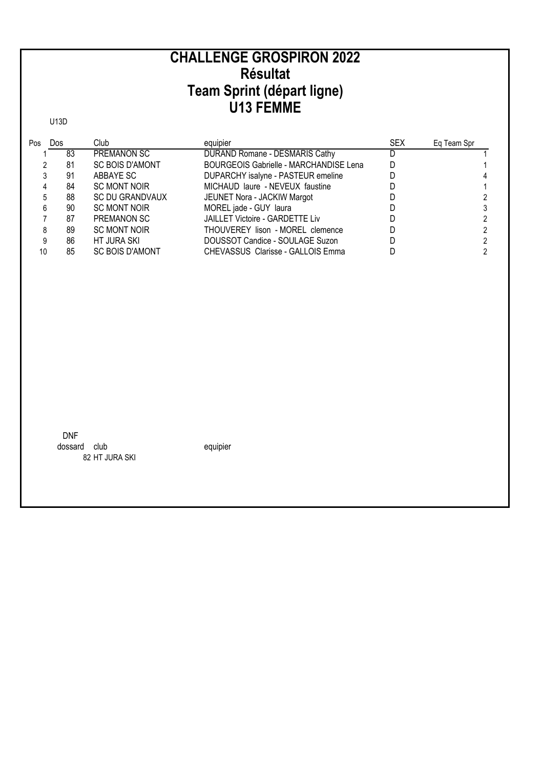# CHALLENGE GROSPIRON 2022
# Résultat
# Team Sprint (départ ligne)
# U13 FEMME

U13D

| Pos | Dos | Club | equipier | SEX | Eq Team Spr |
|---|---|---|---|---|---|
| 1 | 83 | PREMANON SC | DURAND Romane - DESMARIS Cathy | D | 1 |
| 2 | 81 | SC BOIS D'AMONT | BOURGEOIS Gabrielle - MARCHANDISE Lena | D | 1 |
| 3 | 91 | ABBAYE SC | DUPARCHY isalyne - PASTEUR emeline | D | 4 |
| 4 | 84 | SC MONT NOIR | MICHAUD laure - NEVEUX faustine | D | 1 |
| 5 | 88 | SC DU GRANDVAUX | JEUNET Nora - JACKIW Margot | D | 2 |
| 6 | 90 | SC MONT NOIR | MOREL jade - GUY laura | D | 3 |
| 7 | 87 | PREMANON SC | JAILLET Victoire - GARDETTE Liv | D | 2 |
| 8 | 89 | SC MONT NOIR | THOUVEREY lison - MOREL clemence | D | 2 |
| 9 | 86 | HT JURA SKI | DOUSSOT Candice - SOULAGE Suzon | D | 2 |
| 10 | 85 | SC BOIS D'AMONT | CHEVASSUS Clarisse - GALLOIS Emma | D | 2 |

DNF

| dossard | club | equipier |
|---|---|---|
| 82 | HT JURA SKI | |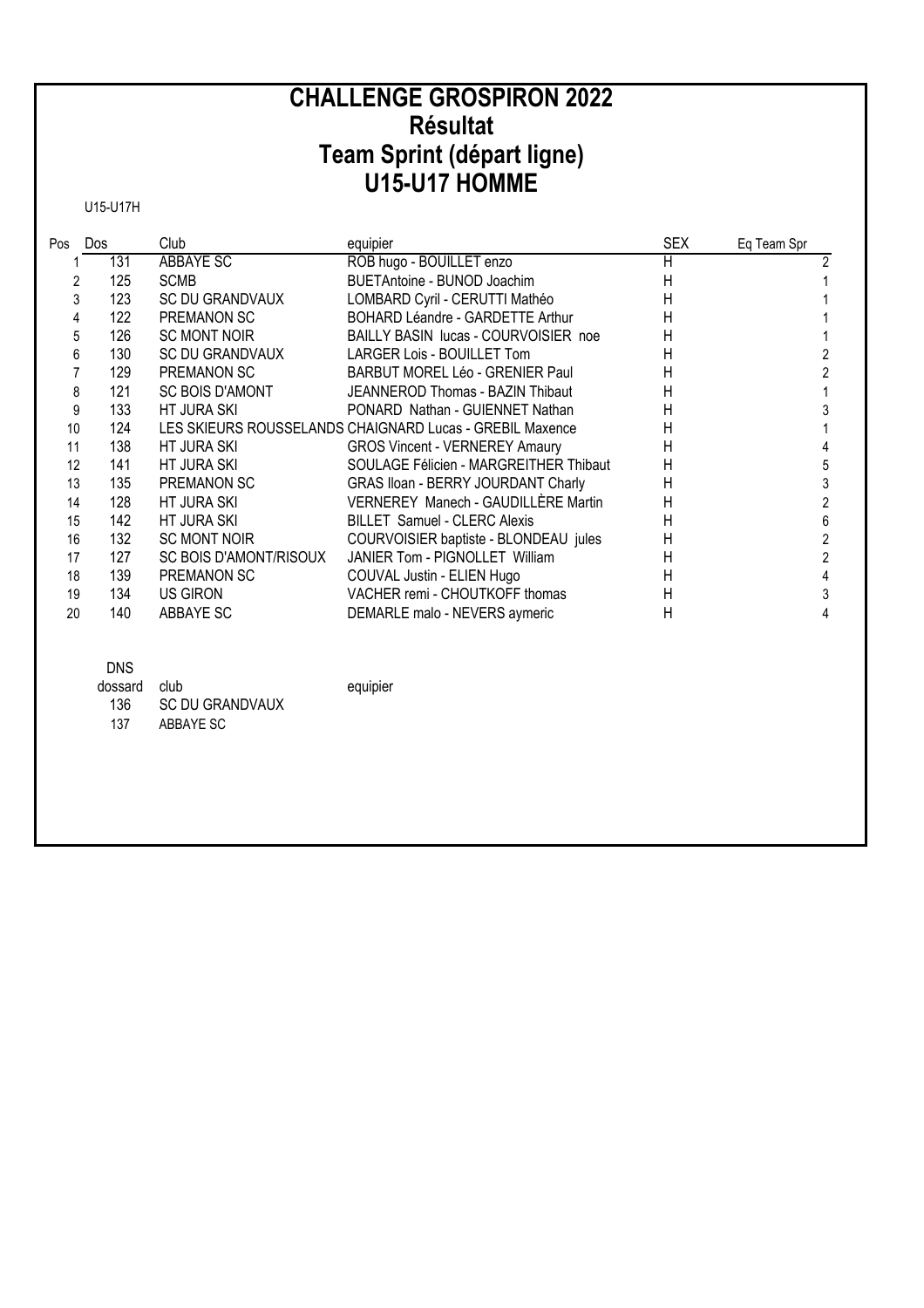# CHALLENGE GROSPIRON 2022
# Résultat
# Team Sprint (départ ligne)
# U15-U17 HOMME

U15-U17H

| Pos | Dos | Club | equipier | SEX | Eq Team Spr |
|---|---|---|---|---|---|
| 1 | 131 | ABBAYE SC | ROB hugo - BOUILLET enzo | H | 2 |
| 2 | 125 | SCMB | BUETAntoine - BUNOD Joachim | H | 1 |
| 3 | 123 | SC DU GRANDVAUX | LOMBARD Cyril - CERUTTI Mathéo | H | 1 |
| 4 | 122 | PREMANON SC | BOHARD Léandre - GARDETTE Arthur | H | 1 |
| 5 | 126 | SC MONT NOIR | BAILLY BASIN lucas - COURVOISIER noe | H | 1 |
| 6 | 130 | SC DU GRANDVAUX | LARGER Lois - BOUILLET Tom | H | 2 |
| 7 | 129 | PREMANON SC | BARBUT MOREL Léo - GRENIER Paul | H | 2 |
| 8 | 121 | SC BOIS D'AMONT | JEANNEROD Thomas - BAZIN Thibaut | H | 1 |
| 9 | 133 | HT JURA SKI | PONARD Nathan - GUIENNET Nathan | H | 3 |
| 10 | 124 | LES SKIEURS ROUSSELANDS | CHAIGNARD Lucas - GREBIL Maxence | H | 1 |
| 11 | 138 | HT JURA SKI | GROS Vincent - VERNEREY Amaury | H | 4 |
| 12 | 141 | HT JURA SKI | SOULAGE Félicien - MARGREITHER Thibaut | H | 5 |
| 13 | 135 | PREMANON SC | GRAS Iloan - BERRY JOURDANT Charly | H | 3 |
| 14 | 128 | HT JURA SKI | VERNEREY Manech - GAUDILLÈRE Martin | H | 2 |
| 15 | 142 | HT JURA SKI | BILLET Samuel - CLERC Alexis | H | 6 |
| 16 | 132 | SC MONT NOIR | COURVOISIER baptiste - BLONDEAU jules | H | 2 |
| 17 | 127 | SC BOIS D'AMONT/RISOUX | JANIER Tom - PIGNOLLET William | H | 2 |
| 18 | 139 | PREMANON SC | COUVAL Justin - ELIEN Hugo | H | 4 |
| 19 | 134 | US GIRON | VACHER remi - CHOUTKOFF thomas | H | 3 |
| 20 | 140 | ABBAYE SC | DEMARLE malo - NEVERS aymeric | H | 4 |

DNS

| dossard | club | equipier |
|---|---|---|
| 136 | SC DU GRANDVAUX | |
| 137 | ABBAYE SC | |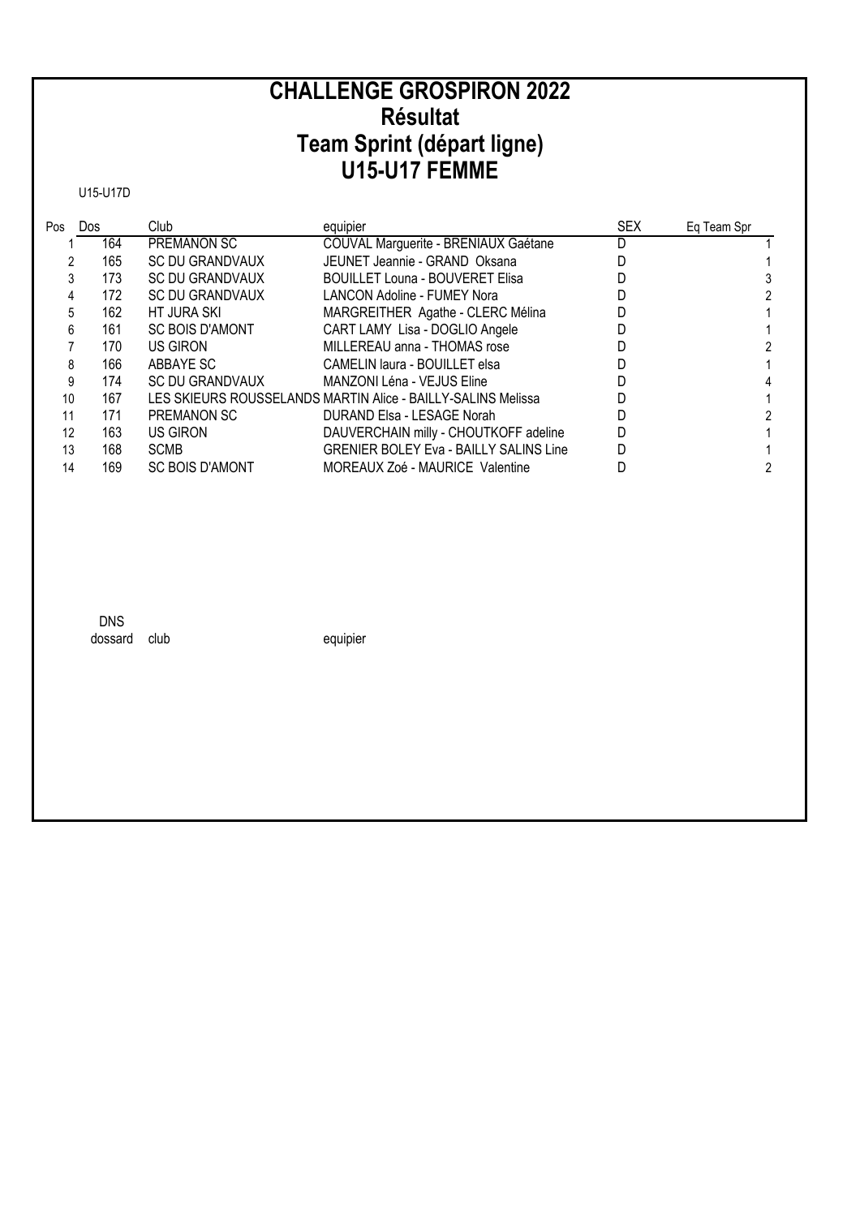# CHALLENGE GROSPIRON 2022
# Résultat
# Team Sprint (départ ligne)
# U15-U17 FEMME

U15-U17D

| Pos | Dos | Club | equipier | SEX | Eq Team Spr |
|---|---|---|---|---|---|
| 1 | 164 | PREMANON SC | COUVAL Marguerite - BRENIAUX Gaétane | D | 1 |
| 2 | 165 | SC DU GRANDVAUX | JEUNET Jeannie - GRAND Oksana | D | 1 |
| 3 | 173 | SC DU GRANDVAUX | BOUILLET Louna - BOUVERET Elisa | D | 3 |
| 4 | 172 | SC DU GRANDVAUX | LANCON Adoline - FUMEY Nora | D | 2 |
| 5 | 162 | HT JURA SKI | MARGREITHER Agathe - CLERC Mélina | D | 1 |
| 6 | 161 | SC BOIS D'AMONT | CART LAMY Lisa - DOGLIO Angele | D | 1 |
| 7 | 170 | US GIRON | MILLEREAU anna - THOMAS rose | D | 2 |
| 8 | 166 | ABBAYE SC | CAMELIN laura - BOUILLET elsa | D | 1 |
| 9 | 174 | SC DU GRANDVAUX | MANZONI Léna - VEJUS Eline | D | 4 |
| 10 | 167 | LES SKIEURS ROUSSELANDS | MARTIN Alice - BAILLY-SALINS Melissa | D | 1 |
| 11 | 171 | PREMANON SC | DURAND Elsa - LESAGE Norah | D | 2 |
| 12 | 163 | US GIRON | DAUVERCHAIN milly - CHOUTKOFF adeline | D | 1 |
| 13 | 168 | SCMB | GRENIER BOLEY Eva - BAILLY SALINS Line | D | 1 |
| 14 | 169 | SC BOIS D'AMONT | MOREAUX Zoé - MAURICE Valentine | D | 2 |

DNS

| dossard | club | equipier |
|---|---|---|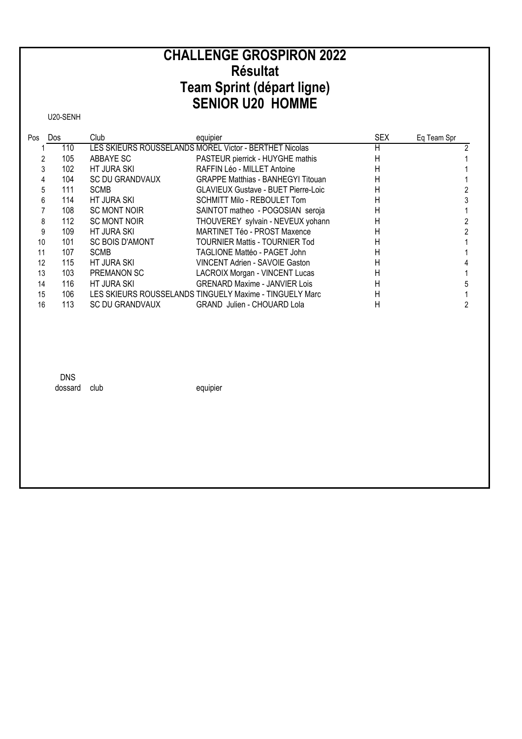# CHALLENGE GROSPIRON 2022
# Résultat
# Team Sprint (départ ligne)
# SENIOR U20 HOMME

U20-SENH

| Pos | Dos | Club | equipier | SEX | Eq Team Spr |
|---|---|---|---|---|---|
| 1 | 110 | LES SKIEURS ROUSSELANDS | MOREL Victor - BERTHET Nicolas | H | 2 |
| 2 | 105 | ABBAYE SC | PASTEUR pierrick - HUYGHE mathis | H | 1 |
| 3 | 102 | HT JURA SKI | RAFFIN Léo - MILLET Antoine | H | 1 |
| 4 | 104 | SC DU GRANDVAUX | GRAPPE Matthias - BANHEGYI Titouan | H | 1 |
| 5 | 111 | SCMB | GLAVIEUX Gustave - BUET Pierre-Loic | H | 2 |
| 6 | 114 | HT JURA SKI | SCHMITT Milo - REBOULET Tom | H | 3 |
| 7 | 108 | SC MONT NOIR | SAINTOT matheo - POGOSIAN seroja | H | 1 |
| 8 | 112 | SC MONT NOIR | THOUVEREY sylvain - NEVEUX yohann | H | 2 |
| 9 | 109 | HT JURA SKI | MARTINET Téo - PROST Maxence | H | 2 |
| 10 | 101 | SC BOIS D'AMONT | TOURNIER Mattis - TOURNIER Tod | H | 1 |
| 11 | 107 | SCMB | TAGLIONE Mattéo - PAGET John | H | 1 |
| 12 | 115 | HT JURA SKI | VINCENT Adrien - SAVOIE Gaston | H | 4 |
| 13 | 103 | PREMANON SC | LACROIX Morgan - VINCENT Lucas | H | 1 |
| 14 | 116 | HT JURA SKI | GRENARD Maxime - JANVIER Lois | H | 5 |
| 15 | 106 | LES SKIEURS ROUSSELANDS | TINGUELY Maxime - TINGUELY Marc | H | 1 |
| 16 | 113 | SC DU GRANDVAUX | GRAND Julien - CHOUARD Lola | H | 2 |

DNS

| dossard | club | equipier |
|---|---|---|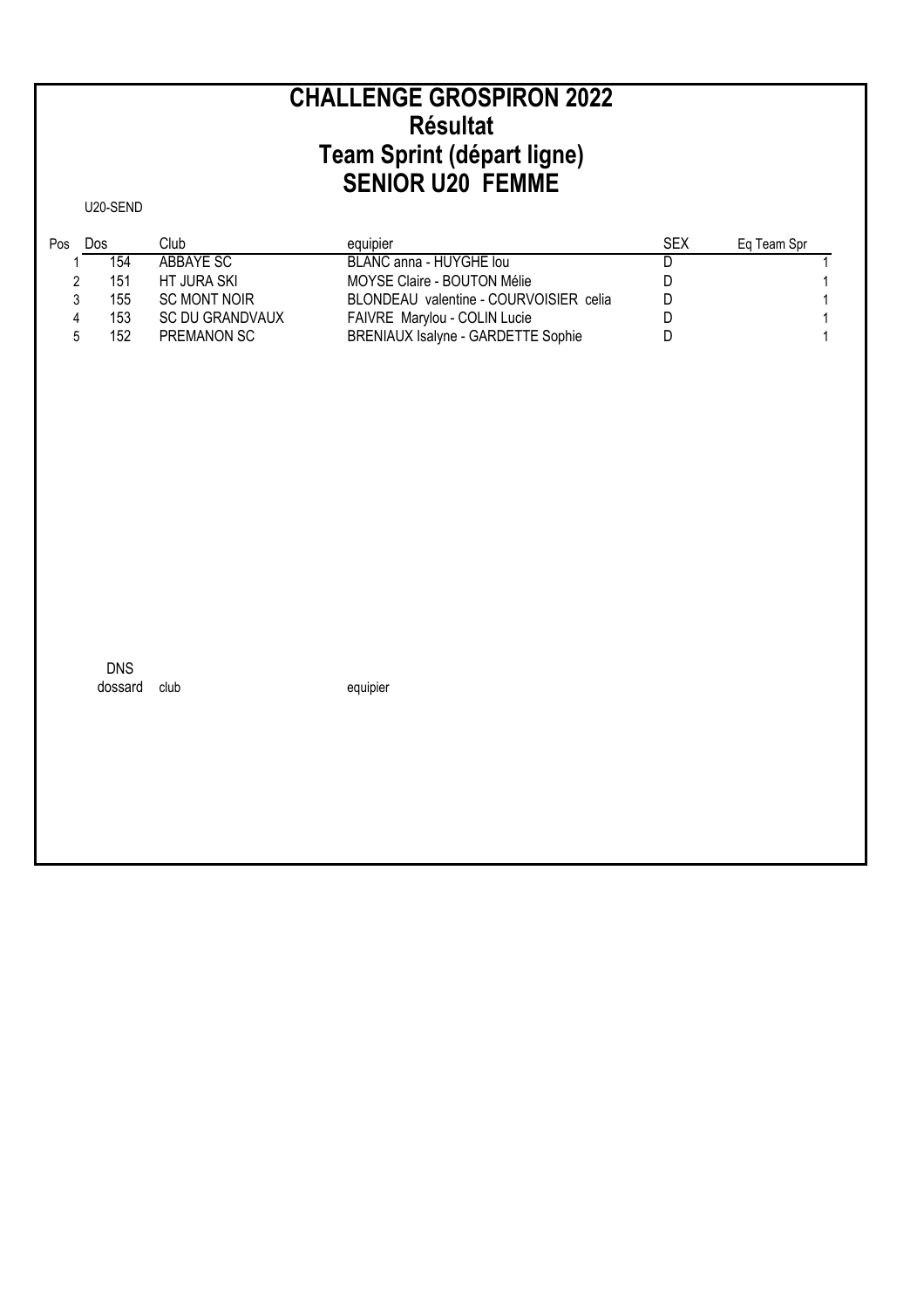# CHALLENGE GROSPIRON 2022
# Résultat
# Team Sprint (départ ligne)
# SENIOR U20 FEMME

U20-SEND

| Pos | Dos | Club | equipier | SEX | Eq Team Spr |
|---|---|---|---|---|---|
| 1 | 154 | ABBAYE SC | BLANC anna - HUYGHE lou | D | 1 |
| 2 | 151 | HT JURA SKI | MOYSE Claire - BOUTON Mélie | D | 1 |
| 3 | 155 | SC MONT NOIR | BLONDEAU valentine - COURVOISIER celia | D | 1 |
| 4 | 153 | SC DU GRANDVAUX | FAIVRE Marylou - COLIN Lucie | D | 1 |
| 5 | 152 | PREMANON SC | BRENIAUX Isalyne - GARDETTE Sophie | D | 1 |

DNS

| dossard | club | equipier |
|---|---|---|